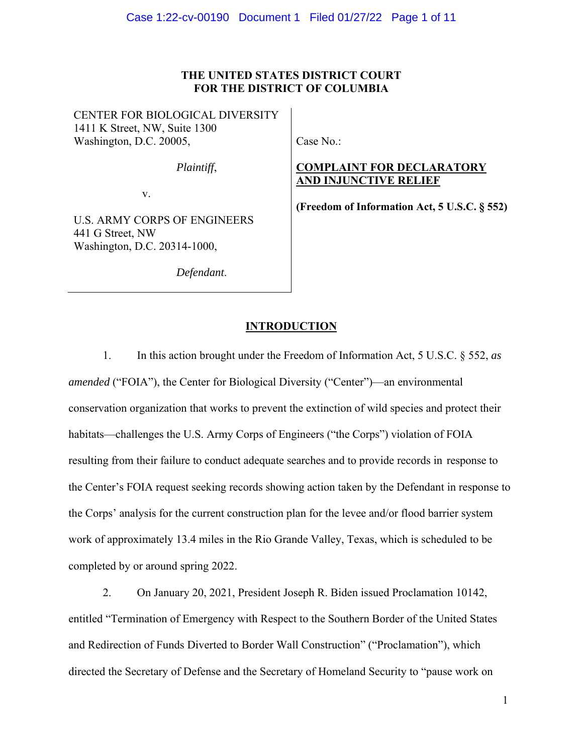**THE UNITED STATES DISTRICT COURT**
**FOR THE DISTRICT OF COLUMBIA**

| | |
|---|---|
| CENTER FOR BIOLOGICAL DIVERSITY<br>1411 K Street, NW, Suite 1300<br>Washington, D.C. 20005,<br><br>*Plaintiff*,<br><br>v.<br><br>U.S. ARMY CORPS OF ENGINEERS<br>441 G Street, NW<br>Washington, D.C. 20314-1000,<br><br>*Defendant*. | Case No.:<br><br>**COMPLAINT FOR DECLARATORY AND INJUNCTIVE RELIEF**<br><br>**(Freedom of Information Act, 5 U.S.C. § 552)** |

## INTRODUCTION

1. In this action brought under the Freedom of Information Act, 5 U.S.C. § 552, *as amended* ("FOIA"), the Center for Biological Diversity ("Center")—an environmental conservation organization that works to prevent the extinction of wild species and protect their habitats—challenges the U.S. Army Corps of Engineers ("the Corps") violation of FOIA resulting from their failure to conduct adequate searches and to provide records in response to the Center's FOIA request seeking records showing action taken by the Defendant in response to the Corps' analysis for the current construction plan for the levee and/or flood barrier system work of approximately 13.4 miles in the Rio Grande Valley, Texas, which is scheduled to be completed by or around spring 2022.

2. On January 20, 2021, President Joseph R. Biden issued Proclamation 10142, entitled "Termination of Emergency with Respect to the Southern Border of the United States and Redirection of Funds Diverted to Border Wall Construction" ("Proclamation"), which directed the Secretary of Defense and the Secretary of Homeland Security to "pause work on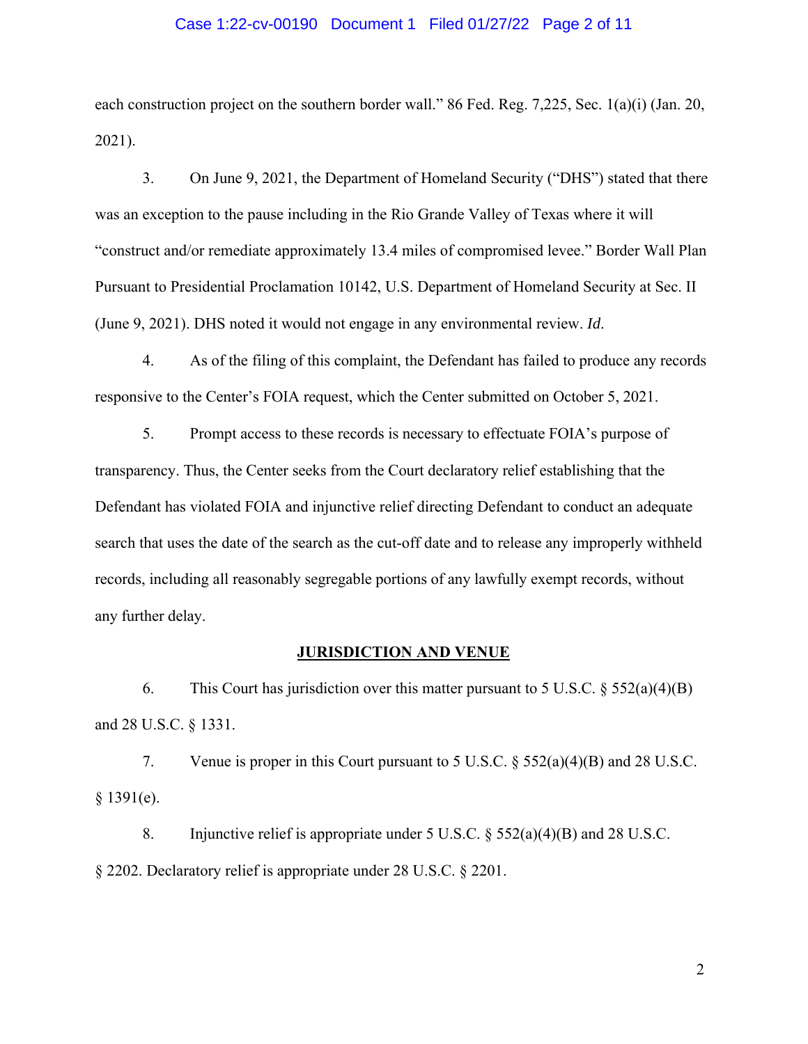each construction project on the southern border wall." 86 Fed. Reg. 7,225, Sec. 1(a)(i) (Jan. 20, 2021).

3. On June 9, 2021, the Department of Homeland Security ("DHS") stated that there was an exception to the pause including in the Rio Grande Valley of Texas where it will "construct and/or remediate approximately 13.4 miles of compromised levee." Border Wall Plan Pursuant to Presidential Proclamation 10142, U.S. Department of Homeland Security at Sec. II (June 9, 2021). DHS noted it would not engage in any environmental review. *Id.*

4. As of the filing of this complaint, the Defendant has failed to produce any records responsive to the Center's FOIA request, which the Center submitted on October 5, 2021.

5. Prompt access to these records is necessary to effectuate FOIA's purpose of transparency. Thus, the Center seeks from the Court declaratory relief establishing that the Defendant has violated FOIA and injunctive relief directing Defendant to conduct an adequate search that uses the date of the search as the cut-off date and to release any improperly withheld records, including all reasonably segregable portions of any lawfully exempt records, without any further delay.

## JURISDICTION AND VENUE

6. This Court has jurisdiction over this matter pursuant to 5 U.S.C. § 552(a)(4)(B) and 28 U.S.C. § 1331.

7. Venue is proper in this Court pursuant to 5 U.S.C. § 552(a)(4)(B) and 28 U.S.C. § 1391(e).

8. Injunctive relief is appropriate under 5 U.S.C. § 552(a)(4)(B) and 28 U.S.C. § 2202. Declaratory relief is appropriate under 28 U.S.C. § 2201.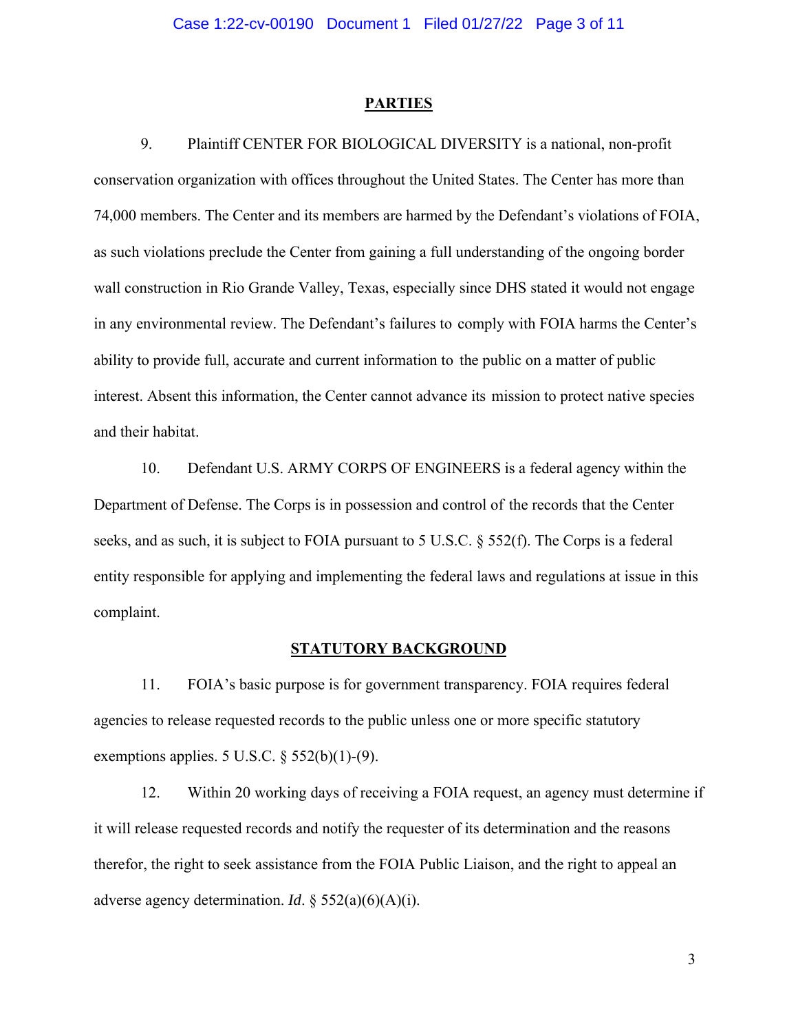## PARTIES

9. Plaintiff CENTER FOR BIOLOGICAL DIVERSITY is a national, non-profit conservation organization with offices throughout the United States. The Center has more than 74,000 members. The Center and its members are harmed by the Defendant's violations of FOIA, as such violations preclude the Center from gaining a full understanding of the ongoing border wall construction in Rio Grande Valley, Texas, especially since DHS stated it would not engage in any environmental review. The Defendant's failures to comply with FOIA harms the Center's ability to provide full, accurate and current information to the public on a matter of public interest. Absent this information, the Center cannot advance its mission to protect native species and their habitat.

10. Defendant U.S. ARMY CORPS OF ENGINEERS is a federal agency within the Department of Defense. The Corps is in possession and control of the records that the Center seeks, and as such, it is subject to FOIA pursuant to 5 U.S.C. § 552(f). The Corps is a federal entity responsible for applying and implementing the federal laws and regulations at issue in this complaint.

## STATUTORY BACKGROUND

11. FOIA's basic purpose is for government transparency. FOIA requires federal agencies to release requested records to the public unless one or more specific statutory exemptions applies. 5 U.S.C. § 552(b)(1)-(9).

12. Within 20 working days of receiving a FOIA request, an agency must determine if it will release requested records and notify the requester of its determination and the reasons therefor, the right to seek assistance from the FOIA Public Liaison, and the right to appeal an adverse agency determination. *Id*. § 552(a)(6)(A)(i).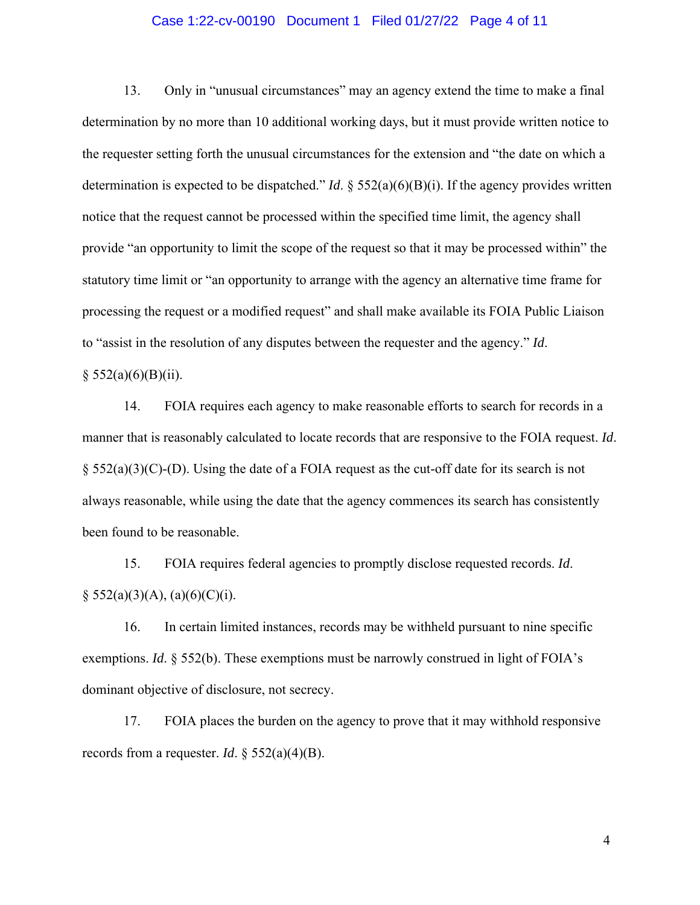13. Only in "unusual circumstances" may an agency extend the time to make a final determination by no more than 10 additional working days, but it must provide written notice to the requester setting forth the unusual circumstances for the extension and "the date on which a determination is expected to be dispatched." *Id*. § 552(a)(6)(B)(i). If the agency provides written notice that the request cannot be processed within the specified time limit, the agency shall provide "an opportunity to limit the scope of the request so that it may be processed within" the statutory time limit or "an opportunity to arrange with the agency an alternative time frame for processing the request or a modified request" and shall make available its FOIA Public Liaison to "assist in the resolution of any disputes between the requester and the agency." *Id*. § 552(a)(6)(B)(ii).

14. FOIA requires each agency to make reasonable efforts to search for records in a manner that is reasonably calculated to locate records that are responsive to the FOIA request. *Id*. § 552(a)(3)(C)-(D). Using the date of a FOIA request as the cut-off date for its search is not always reasonable, while using the date that the agency commences its search has consistently been found to be reasonable.

15. FOIA requires federal agencies to promptly disclose requested records. *Id*. § 552(a)(3)(A), (a)(6)(C)(i).

16. In certain limited instances, records may be withheld pursuant to nine specific exemptions. *Id*. § 552(b). These exemptions must be narrowly construed in light of FOIA's dominant objective of disclosure, not secrecy.

17. FOIA places the burden on the agency to prove that it may withhold responsive records from a requester. *Id*. § 552(a)(4)(B).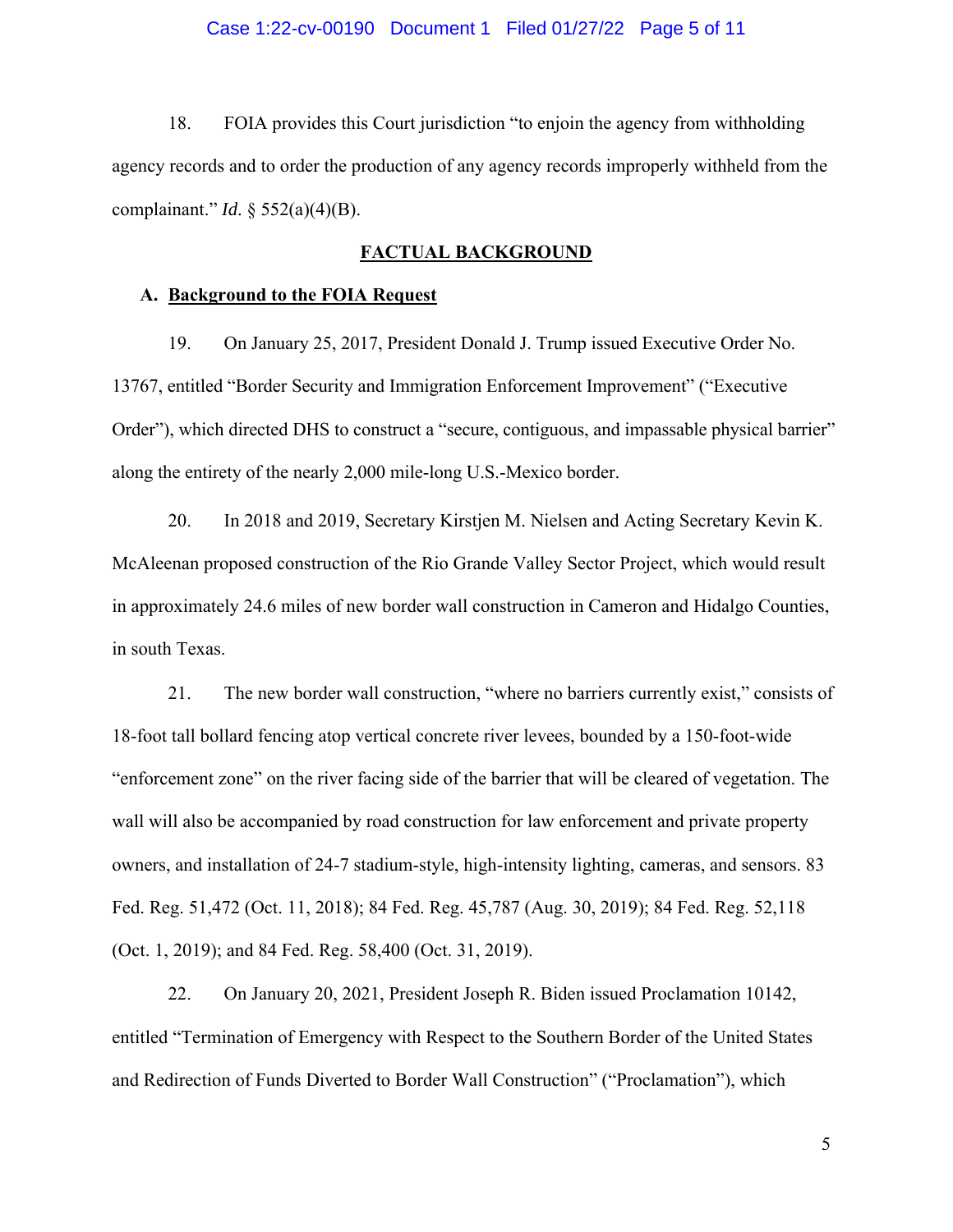18. FOIA provides this Court jurisdiction "to enjoin the agency from withholding agency records and to order the production of any agency records improperly withheld from the complainant." *Id*. § 552(a)(4)(B).

## FACTUAL BACKGROUND

### A. Background to the FOIA Request

19. On January 25, 2017, President Donald J. Trump issued Executive Order No. 13767, entitled "Border Security and Immigration Enforcement Improvement" ("Executive Order"), which directed DHS to construct a "secure, contiguous, and impassable physical barrier" along the entirety of the nearly 2,000 mile-long U.S.-Mexico border.

20. In 2018 and 2019, Secretary Kirstjen M. Nielsen and Acting Secretary Kevin K. McAleenan proposed construction of the Rio Grande Valley Sector Project, which would result in approximately 24.6 miles of new border wall construction in Cameron and Hidalgo Counties, in south Texas.

21. The new border wall construction, "where no barriers currently exist," consists of 18-foot tall bollard fencing atop vertical concrete river levees, bounded by a 150-foot-wide "enforcement zone" on the river facing side of the barrier that will be cleared of vegetation. The wall will also be accompanied by road construction for law enforcement and private property owners, and installation of 24-7 stadium-style, high-intensity lighting, cameras, and sensors. 83 Fed. Reg. 51,472 (Oct. 11, 2018); 84 Fed. Reg. 45,787 (Aug. 30, 2019); 84 Fed. Reg. 52,118 (Oct. 1, 2019); and 84 Fed. Reg. 58,400 (Oct. 31, 2019).

22. On January 20, 2021, President Joseph R. Biden issued Proclamation 10142, entitled "Termination of Emergency with Respect to the Southern Border of the United States and Redirection of Funds Diverted to Border Wall Construction" ("Proclamation"), which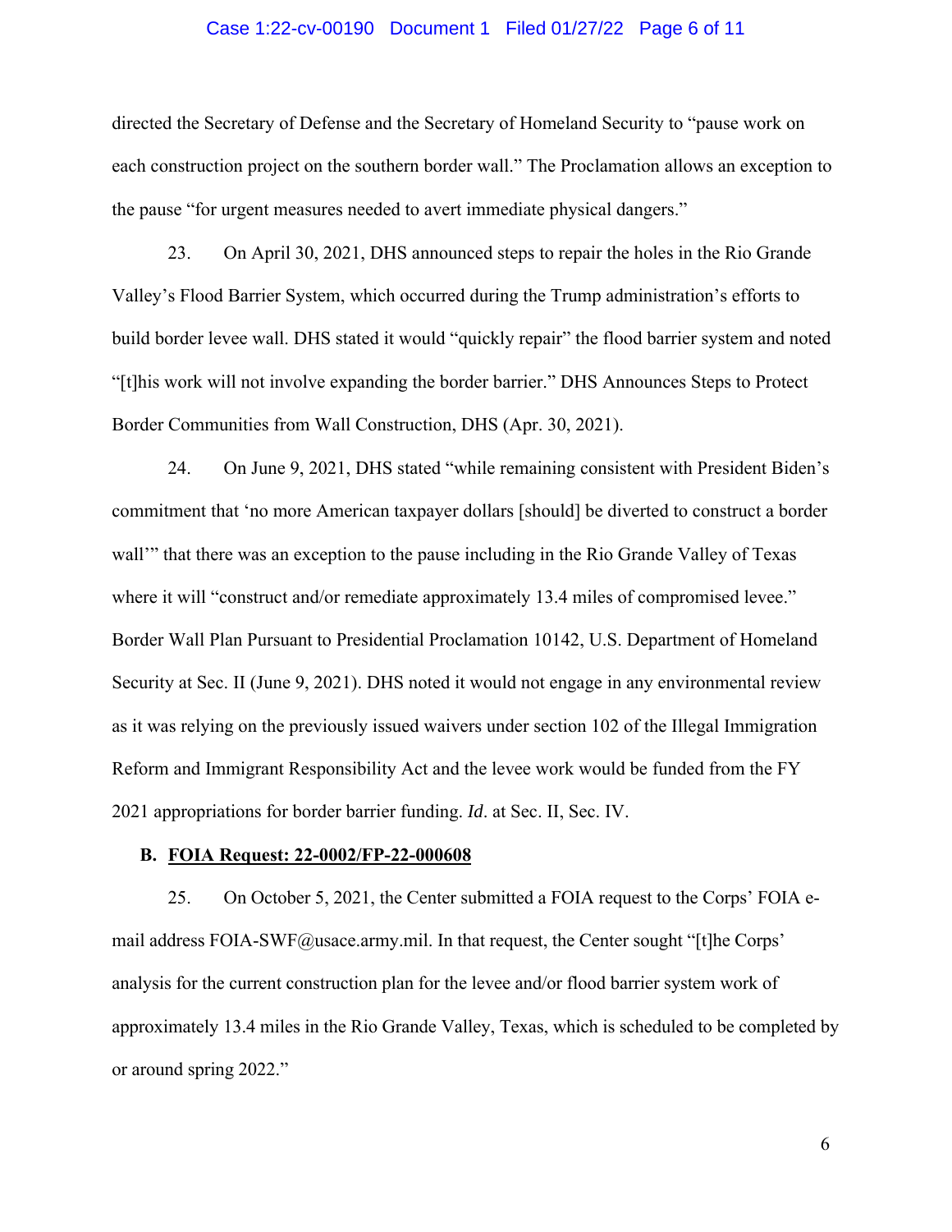directed the Secretary of Defense and the Secretary of Homeland Security to "pause work on each construction project on the southern border wall." The Proclamation allows an exception to the pause "for urgent measures needed to avert immediate physical dangers."

23. On April 30, 2021, DHS announced steps to repair the holes in the Rio Grande Valley's Flood Barrier System, which occurred during the Trump administration's efforts to build border levee wall. DHS stated it would "quickly repair" the flood barrier system and noted "[t]his work will not involve expanding the border barrier." DHS Announces Steps to Protect Border Communities from Wall Construction, DHS (Apr. 30, 2021).

24. On June 9, 2021, DHS stated "while remaining consistent with President Biden's commitment that 'no more American taxpayer dollars [should] be diverted to construct a border wall'" that there was an exception to the pause including in the Rio Grande Valley of Texas where it will "construct and/or remediate approximately 13.4 miles of compromised levee." Border Wall Plan Pursuant to Presidential Proclamation 10142, U.S. Department of Homeland Security at Sec. II (June 9, 2021). DHS noted it would not engage in any environmental review as it was relying on the previously issued waivers under section 102 of the Illegal Immigration Reform and Immigrant Responsibility Act and the levee work would be funded from the FY 2021 appropriations for border barrier funding. *Id*. at Sec. II, Sec. IV.

**B. <u>FOIA Request: 22-0002/FP-22-000608</u>**

25. On October 5, 2021, the Center submitted a FOIA request to the Corps' FOIA e-mail address FOIA-SWF@usace.army.mil. In that request, the Center sought "[t]he Corps' analysis for the current construction plan for the levee and/or flood barrier system work of approximately 13.4 miles in the Rio Grande Valley, Texas, which is scheduled to be completed by or around spring 2022."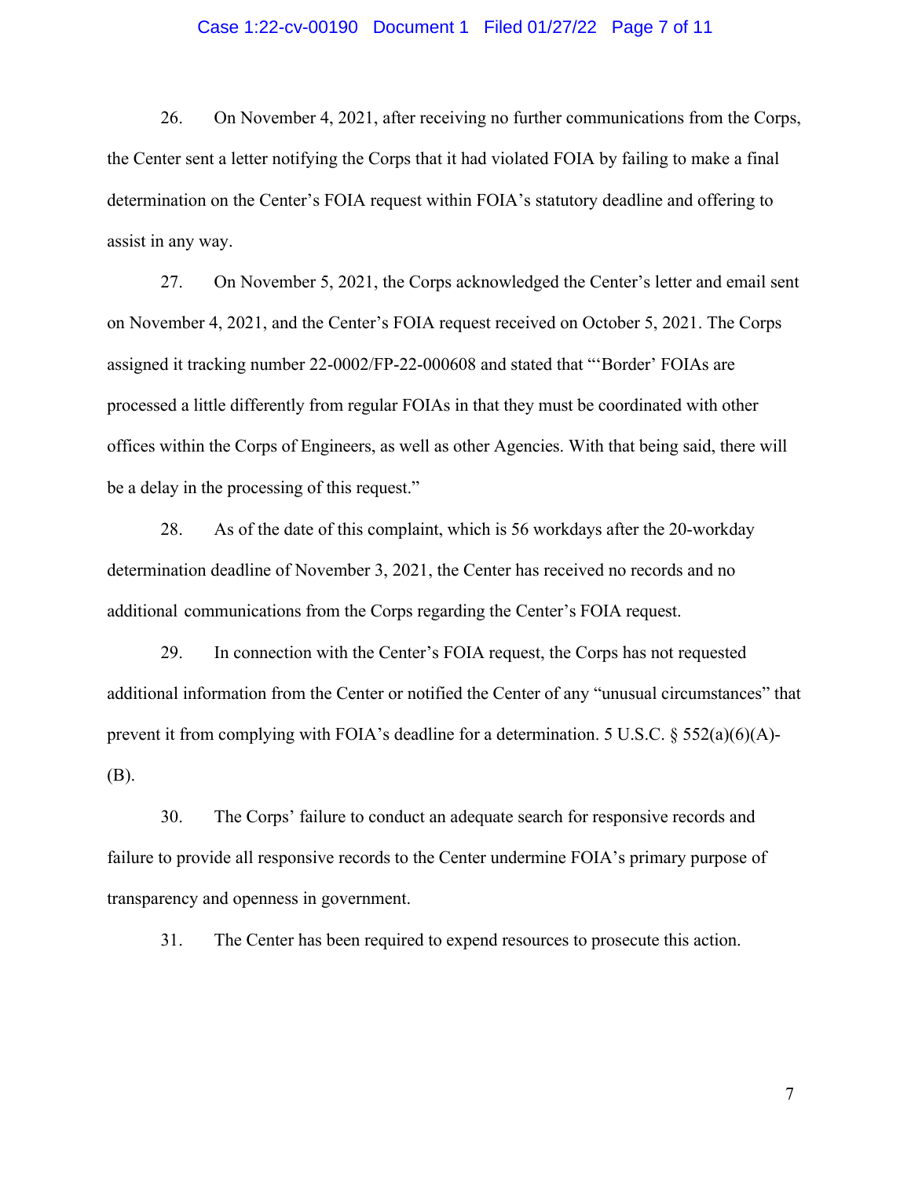26. On November 4, 2021, after receiving no further communications from the Corps, the Center sent a letter notifying the Corps that it had violated FOIA by failing to make a final determination on the Center's FOIA request within FOIA's statutory deadline and offering to assist in any way.

27. On November 5, 2021, the Corps acknowledged the Center's letter and email sent on November 4, 2021, and the Center's FOIA request received on October 5, 2021. The Corps assigned it tracking number 22-0002/FP-22-000608 and stated that "'Border' FOIAs are processed a little differently from regular FOIAs in that they must be coordinated with other offices within the Corps of Engineers, as well as other Agencies. With that being said, there will be a delay in the processing of this request."

28. As of the date of this complaint, which is 56 workdays after the 20-workday determination deadline of November 3, 2021, the Center has received no records and no additional communications from the Corps regarding the Center's FOIA request.

29. In connection with the Center's FOIA request, the Corps has not requested additional information from the Center or notified the Center of any "unusual circumstances" that prevent it from complying with FOIA's deadline for a determination. 5 U.S.C. § 552(a)(6)(A)-(B).

30. The Corps' failure to conduct an adequate search for responsive records and failure to provide all responsive records to the Center undermine FOIA's primary purpose of transparency and openness in government.

31. The Center has been required to expend resources to prosecute this action.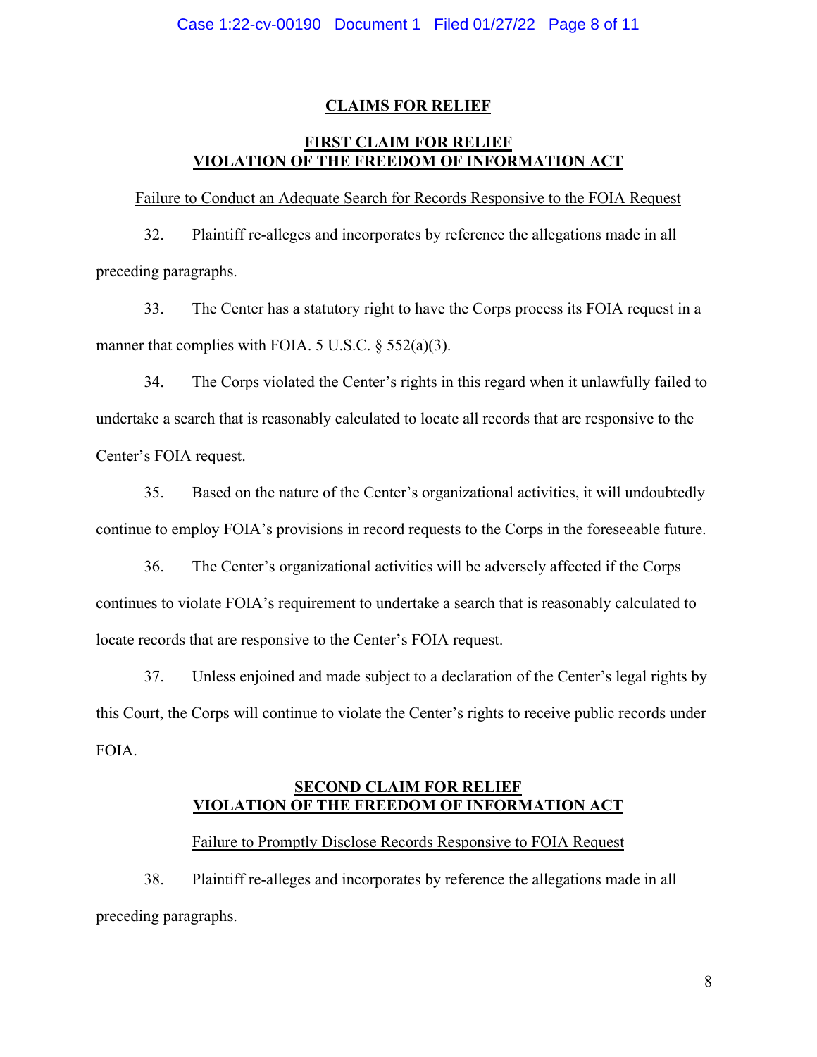## CLAIMS FOR RELIEF

### FIRST CLAIM FOR RELIEF
### VIOLATION OF THE FREEDOM OF INFORMATION ACT

Failure to Conduct an Adequate Search for Records Responsive to the FOIA Request

32. Plaintiff re-alleges and incorporates by reference the allegations made in all preceding paragraphs.

33. The Center has a statutory right to have the Corps process its FOIA request in a manner that complies with FOIA. 5 U.S.C. § 552(a)(3).

34. The Corps violated the Center's rights in this regard when it unlawfully failed to undertake a search that is reasonably calculated to locate all records that are responsive to the Center's FOIA request.

35. Based on the nature of the Center's organizational activities, it will undoubtedly continue to employ FOIA's provisions in record requests to the Corps in the foreseeable future.

36. The Center's organizational activities will be adversely affected if the Corps continues to violate FOIA's requirement to undertake a search that is reasonably calculated to locate records that are responsive to the Center's FOIA request.

37. Unless enjoined and made subject to a declaration of the Center's legal rights by this Court, the Corps will continue to violate the Center's rights to receive public records under FOIA.

### SECOND CLAIM FOR RELIEF
### VIOLATION OF THE FREEDOM OF INFORMATION ACT

Failure to Promptly Disclose Records Responsive to FOIA Request

38. Plaintiff re-alleges and incorporates by reference the allegations made in all preceding paragraphs.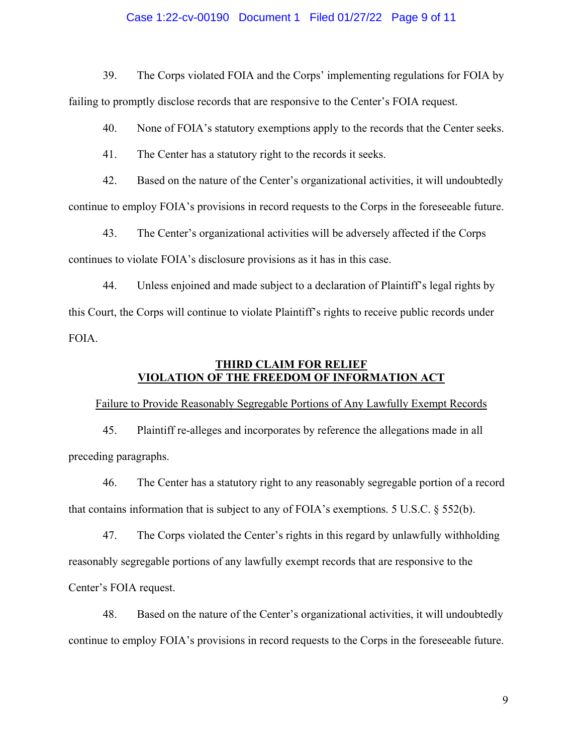39. The Corps violated FOIA and the Corps' implementing regulations for FOIA by failing to promptly disclose records that are responsive to the Center's FOIA request.

40. None of FOIA's statutory exemptions apply to the records that the Center seeks.

41. The Center has a statutory right to the records it seeks.

42. Based on the nature of the Center's organizational activities, it will undoubtedly continue to employ FOIA's provisions in record requests to the Corps in the foreseeable future.

43. The Center's organizational activities will be adversely affected if the Corps continues to violate FOIA's disclosure provisions as it has in this case.

44. Unless enjoined and made subject to a declaration of Plaintiff's legal rights by this Court, the Corps will continue to violate Plaintiff's rights to receive public records under FOIA.

## **THIRD CLAIM FOR RELIEF**
## **VIOLATION OF THE FREEDOM OF INFORMATION ACT**

Failure to Provide Reasonably Segregable Portions of Any Lawfully Exempt Records

45. Plaintiff re-alleges and incorporates by reference the allegations made in all preceding paragraphs.

46. The Center has a statutory right to any reasonably segregable portion of a record that contains information that is subject to any of FOIA's exemptions. 5 U.S.C. § 552(b).

47. The Corps violated the Center's rights in this regard by unlawfully withholding reasonably segregable portions of any lawfully exempt records that are responsive to the Center's FOIA request.

48. Based on the nature of the Center's organizational activities, it will undoubtedly continue to employ FOIA's provisions in record requests to the Corps in the foreseeable future.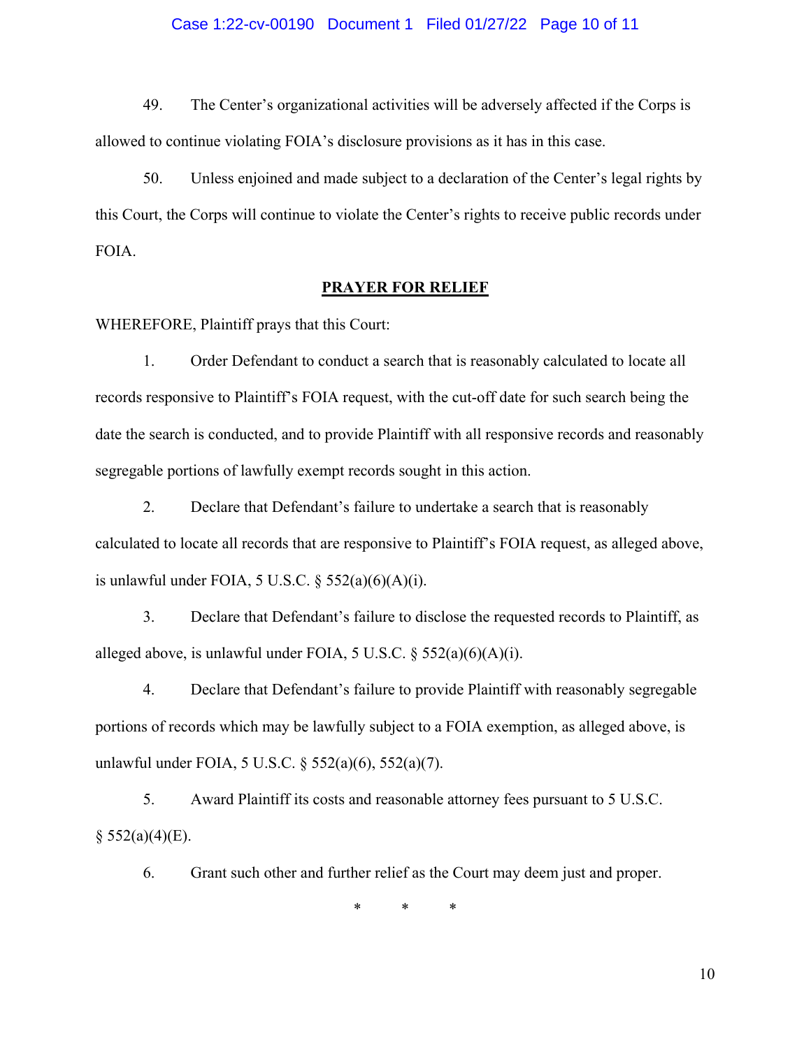49. The Center's organizational activities will be adversely affected if the Corps is allowed to continue violating FOIA's disclosure provisions as it has in this case.

50. Unless enjoined and made subject to a declaration of the Center's legal rights by this Court, the Corps will continue to violate the Center's rights to receive public records under FOIA.

## PRAYER FOR RELIEF

WHEREFORE, Plaintiff prays that this Court:

1. Order Defendant to conduct a search that is reasonably calculated to locate all records responsive to Plaintiff's FOIA request, with the cut-off date for such search being the date the search is conducted, and to provide Plaintiff with all responsive records and reasonably segregable portions of lawfully exempt records sought in this action.

2. Declare that Defendant's failure to undertake a search that is reasonably calculated to locate all records that are responsive to Plaintiff's FOIA request, as alleged above, is unlawful under FOIA, 5 U.S.C. § 552(a)(6)(A)(i).

3. Declare that Defendant's failure to disclose the requested records to Plaintiff, as alleged above, is unlawful under FOIA, 5 U.S.C. § 552(a)(6)(A)(i).

4. Declare that Defendant's failure to provide Plaintiff with reasonably segregable portions of records which may be lawfully subject to a FOIA exemption, as alleged above, is unlawful under FOIA, 5 U.S.C. § 552(a)(6), 552(a)(7).

5. Award Plaintiff its costs and reasonable attorney fees pursuant to 5 U.S.C. § 552(a)(4)(E).

6. Grant such other and further relief as the Court may deem just and proper.

\* \* \*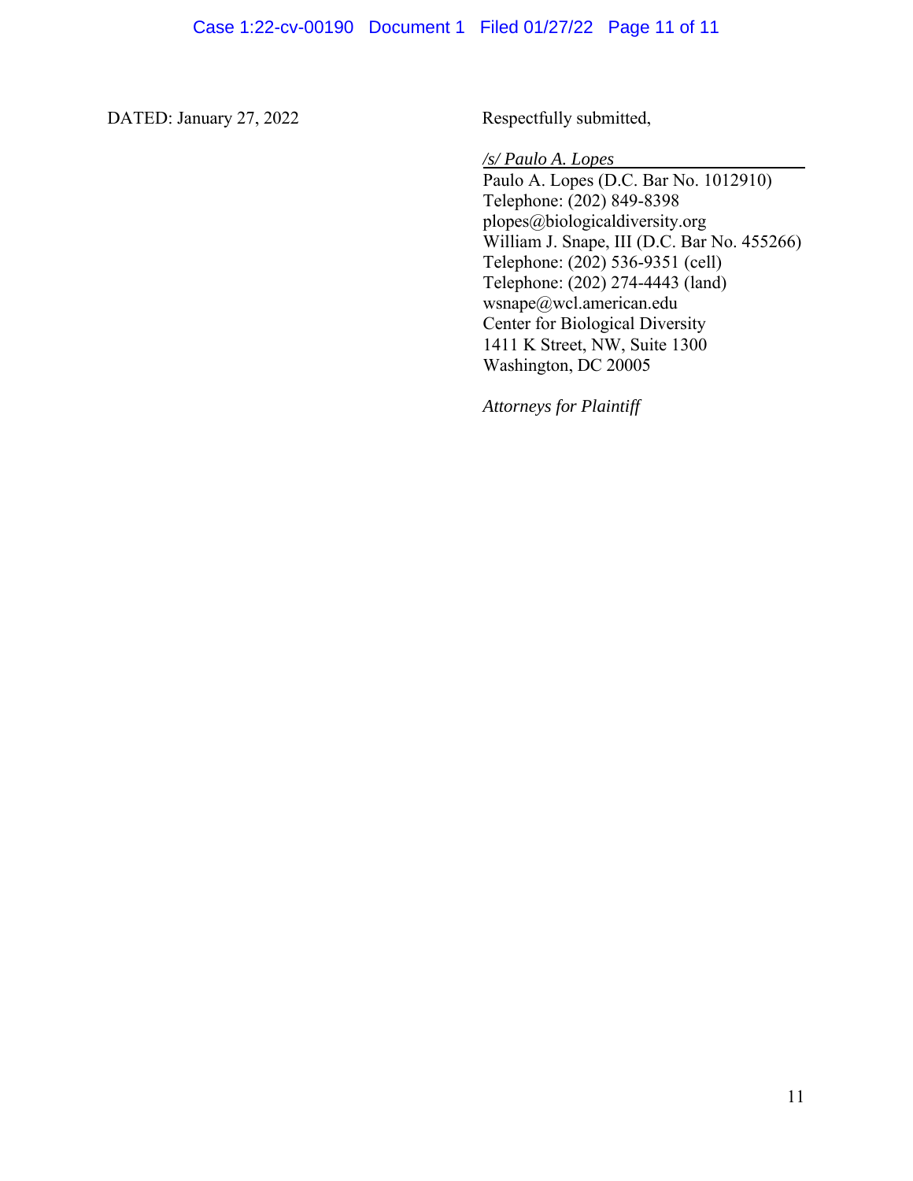DATED: January 27, 2022

Respectfully submitted,

*/s/ Paulo A. Lopes*
Paulo A. Lopes (D.C. Bar No. 1012910)
Telephone: (202) 849-8398
plopes@biologicaldiversity.org
William J. Snape, III (D.C. Bar No. 455266)
Telephone: (202) 536-9351 (cell)
Telephone: (202) 274-4443 (land)
wsnape@wcl.american.edu
Center for Biological Diversity
1411 K Street, NW, Suite 1300
Washington, DC 20005

*Attorneys for Plaintiff*